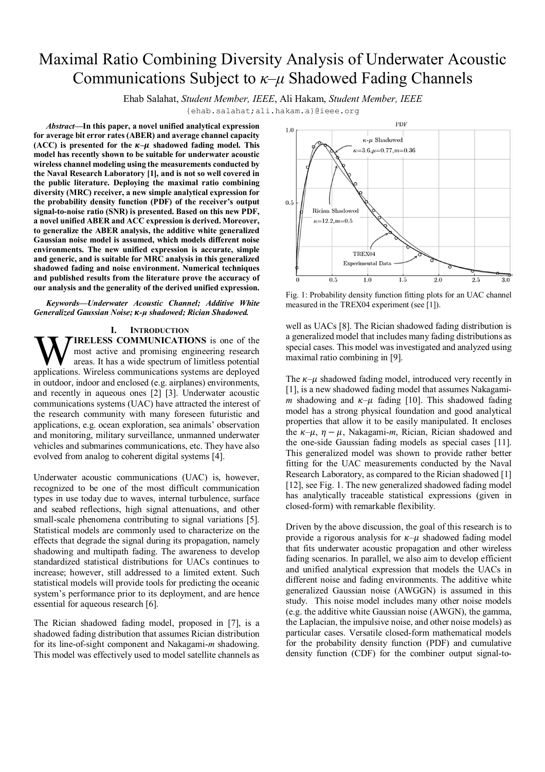# Maximal Ratio Combining Diversity Analysis of Underwater Acoustic Communications Subject to $\kappa$–$\mu$ Shadowed Fading Channels

Ehab Salahat, *Student Member, IEEE*, Ali Hakam, *Student Member, IEEE*

{ehab.salahat;ali.hakam.a}@ieee.org

***Abstract*—In this paper, a novel unified analytical expression for average bit error rates (ABER) and average channel capacity (ACC) is presented for the $\kappa$–$\mu$ shadowed fading model. This model has recently shown to be suitable for underwater acoustic wireless channel modeling using the measurements conducted by the Naval Research Laboratory [1], and is not so well covered in the public literature. Deploying the maximal ratio combining diversity (MRC) receiver, a new simple analytical expression for the probability density function (PDF) of the receiver's output signal-to-noise ratio (SNR) is presented. Based on this new PDF, a novel unified ABER and ACC expression is derived. Moreover, to generalize the ABER analysis, the additive white generalized Gaussian noise model is assumed, which models different noise environments. The new unified expression is accurate, simple and generic, and is suitable for MRC analysis in this generalized shadowed fading and noise environment. Numerical techniques and published results from the literature prove the accuracy of our analysis and the generality of the derived unified expression.**

***Keywords*—*Underwater Acoustic Channel; Additive White Generalized Gaussian Noise; κ-μ shadowed; Rician Shadowed.***

## I. Introduction

**WIRELESS COMMUNICATIONS** is one of the most active and promising engineering research areas. It has a wide spectrum of limitless potential applications. Wireless communications systems are deployed in outdoor, indoor and enclosed (e.g. airplanes) environments, and recently in aqueous ones [2] [3]. Underwater acoustic communications systems (UAC) have attracted the interest of the research community with many foreseen futuristic and applications, e.g. ocean exploration, sea animals' observation and monitoring, military surveillance, unmanned underwater vehicles and submarines communications, etc. They have also evolved from analog to coherent digital systems [4].

Underwater acoustic communications (UAC) is, however, recognized to be one of the most difficult communication types in use today due to waves, internal turbulence, surface and seabed reflections, high signal attenuations, and other small-scale phenomena contributing to signal variations [5]. Statistical models are commonly used to characterize on the effects that degrade the signal during its propagation, namely shadowing and multipath fading. The awareness to develop standardized statistical distributions for UACs continues to increase; however, still addressed to a limited extent. Such statistical models will provide tools for predicting the oceanic system's performance prior to its deployment, and are hence essential for aqueous research [6].

The Rician shadowed fading model, proposed in [7], is a shadowed fading distribution that assumes Rician distribution for its line-of-sight component and Nakagami-*m* shadowing. This model was effectively used to model satellite channels as well as UACs [8]. The Rician shadowed fading distribution is a generalized model that includes many fading distributions as special cases. This model was investigated and analyzed using maximal ratio combining in [9].

Fig. 1: Probability density function fitting plots for an UAC channel measured in the TREX04 experiment (see [1]).

The $\kappa$–$\mu$ shadowed fading model, introduced very recently in [1], is a new shadowed fading model that assumes Nakagami-*m* shadowing and $\kappa$–$\mu$ fading [10]. This shadowed fading model has a strong physical foundation and good analytical properties that allow it to be easily manipulated. It encloses the $\kappa$–$\mu$, $\eta-\mu$, Nakagami-*m*, Rician, Rician shadowed and the one-side Gaussian fading models as special cases [11]. This generalized model was shown to provide rather better fitting for the UAC measurements conducted by the Naval Research Laboratory, as compared to the Rician shadowed [1] [12], see Fig. 1. The new generalized shadowed fading model has analytically traceable statistical expressions (given in closed-form) with remarkable flexibility.

Driven by the above discussion, the goal of this research is to provide a rigorous analysis for $\kappa$–$\mu$ shadowed fading model that fits underwater acoustic propagation and other wireless fading scenarios. In parallel, we also aim to develop efficient and unified analytical expression that models the UACs in different noise and fading environments. The additive white generalized Gaussian noise (AWGGN) is assumed in this study. This noise model includes many other noise models (e.g. the additive white Gaussian noise (AWGN), the gamma, the Laplacian, the impulsive noise, and other noise models) as particular cases. Versatile closed-form mathematical models for the probability density function (PDF) and cumulative density function (CDF) for the combiner output signal-to-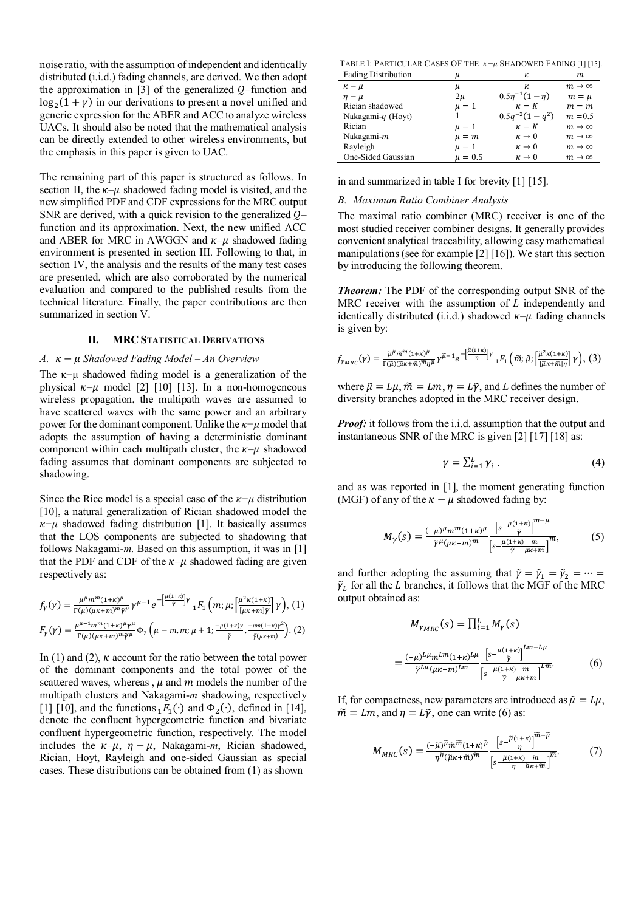noise ratio, with the assumption of independent and identically distributed (i.i.d.) fading channels, are derived. We then adopt the approximation in [3] of the generalized $Q$–function and $\log_2(1+\gamma)$ in our derivations to present a novel unified and generic expression for the ABER and ACC to analyze wireless UACs. It should also be noted that the mathematical analysis can be directly extended to other wireless environments, but the emphasis in this paper is given to UAC.

The remaining part of this paper is structured as follows. In section II, the $\kappa$–$\mu$ shadowed fading model is visited, and the new simplified PDF and CDF expressions for the MRC output SNR are derived, with a quick revision to the generalized $Q$–function and its approximation. Next, the new unified ACC and ABER for MRC in AWGGN and $\kappa$–$\mu$ shadowed fading environment is presented in section III. Following to that, in section IV, the analysis and the results of the many test cases are presented, which are also corroborated by the numerical evaluation and compared to the published results from the technical literature. Finally, the paper contributions are then summarized in section V.

## II. MRC Statistical Derivations

### A. $\kappa-\mu$ Shadowed Fading Model – An Overview

The κ−μ shadowed fading model is a generalization of the physical $\kappa$–$\mu$ model [2] [10] [13]. In a non-homogeneous wireless propagation, the multipath waves are assumed to have scattered waves with the same power and an arbitrary power for the dominant component. Unlike the $\kappa$−$\mu$ model that adopts the assumption of having a deterministic dominant component within each multipath cluster, the $\kappa$–$\mu$ shadowed fading assumes that dominant components are subjected to shadowing.

Since the Rice model is a special case of the $\kappa$−$\mu$ distribution [10], a natural generalization of Rician shadowed model the $\kappa$–$\mu$ shadowed fading distribution [1]. It basically assumes that the LOS components are subjected to shadowing that follows Nakagami-*m*. Based on this assumption, it was in [1] that the PDF and CDF of the $\kappa$–$\mu$ shadowed fading are given respectively as:

$$f_\gamma(\gamma) = \frac{\mu^\mu m^m (1+\kappa)^\mu}{\Gamma(\mu)(\mu\kappa+m)^m \bar{\gamma}^\mu} \gamma^{\mu-1} e^{-\left[\frac{\mu(1+\kappa)}{\bar{\gamma}}\right]\gamma} {}_1F_1\left(m;\mu;\left[\frac{\mu^2\kappa(1+\kappa)}{[\mu\kappa+m]\bar{\gamma}}\right]\gamma\right), \quad (1)$$

$$F_\gamma(\gamma) = \frac{\mu^{\mu-1} m^m (1+\kappa)^\mu \gamma^\mu}{\Gamma(\mu)(\mu\kappa+m)^m \bar{\gamma}^\mu} \Phi_2\left(\mu-m, m; \mu+1; \frac{-\mu(1+\kappa)\gamma}{\bar{\gamma}}, \frac{-\mu m(1+\kappa)\gamma^2}{\bar{\gamma}(\mu\kappa+m)}\right). \quad (2)$$

In (1) and (2), $\kappa$ account for the ratio between the total power of the dominant components and the total power of the scattered waves, whereas , $\mu$ and $m$ models the number of the multipath clusters and Nakagami-$m$ shadowing, respectively [1] [10], and the functions ${}_1F_1(\cdot)$ and $\Phi_2(\cdot)$, defined in [14], denote the confluent hypergeometric function and bivariate confluent hypergeometric function, respectively. The model includes the $\kappa$–$\mu$, $\eta-\mu$, Nakagami-$m$, Rician shadowed, Rician, Hoyt, Rayleigh and one-sided Gaussian as special cases. These distributions can be obtained from (1) as shown in and summarized in table I for brevity [1] [15].

TABLE I: Particular Cases of the $\kappa$–$\mu$ Shadowed Fading [1] [15].

| Fading Distribution | $\mu$ | $\kappa$ | $m$ |
|---|---|---|---|
| $\kappa-\mu$ | $\mu$ | $\kappa$ | $m\to\infty$ |
| $\eta-\mu$ | $2\mu$ | $0.5\eta^{-1}(1-\eta)$ | $m=\mu$ |
| Rician shadowed | $\mu=1$ | $\kappa=K$ | $m=m$ |
| Nakagami-$q$ (Hoyt) | 1 | $0.5q^{-2}(1-q^2)$ | $m=0.5$ |
| Rician | $\mu=1$ | $\kappa=K$ | $m\to\infty$ |
| Nakagami-$m$ | $\mu=m$ | $\kappa\to 0$ | $m\to\infty$ |
| Rayleigh | $\mu=1$ | $\kappa\to 0$ | $m\to\infty$ |
| One-Sided Gaussian | $\mu=0.5$ | $\kappa\to 0$ | $m\to\infty$ |

### B. Maximum Ratio Combiner Analysis

The maximal ratio combiner (MRC) receiver is one of the most studied receiver combiner designs. It generally provides convenient analytical traceability, allowing easy mathematical manipulations (see for example [2] [16]). We start this section by introducing the following theorem.

***Theorem:*** The PDF of the corresponding output SNR of the MRC receiver with the assumption of $L$ independently and identically distributed (i.i.d.) shadowed $\kappa$–$\mu$ fading channels is given by:

$$f_{\gamma_{MRC}}(\gamma) = \frac{\tilde{\mu}^{\tilde{\mu}} \tilde{m}^{\tilde{m}} (1+\kappa)^{\tilde{\mu}}}{\Gamma(\tilde{\mu})(\tilde{\mu}\kappa+\tilde{m})^{\tilde{m}} \eta^{\tilde{\mu}}} \gamma^{\tilde{\mu}-1} e^{-\left[\frac{\tilde{\mu}(1+\kappa)}{\eta}\right]\gamma} {}_1F_1\left(\tilde{m};\tilde{\mu};\left[\frac{\tilde{\mu}^2\kappa(1+\kappa)}{[\tilde{\mu}\kappa+\tilde{m}]\eta}\right]\gamma\right), \quad (3)$$

where $\tilde{\mu}=L\mu, \tilde{m}=Lm, \eta=L\tilde{\gamma}$, and $L$ defines the number of diversity branches adopted in the MRC receiver design.

***Proof:*** it follows from the i.i.d. assumption that the output and instantaneous SNR of the MRC is given [2] [17] [18] as:

$$\gamma = \sum_{i=1}^{L} \gamma_i\,. \quad (4)$$

and as was reported in [1], the moment generating function (MGF) of any of the $\kappa-\mu$ shadowed fading by:

$$M_\gamma(s) = \frac{(-\mu)^\mu m^m (1+\kappa)^\mu}{\tilde{\gamma}^\mu (\mu\kappa+m)^m} \frac{\left[s-\frac{\mu(1+\kappa)}{\tilde{\gamma}}\right]^{m-\mu}}{\left[s-\frac{\mu(1+\kappa)}{\tilde{\gamma}}\frac{m}{\mu\kappa+m}\right]^m}, \quad (5)$$

and further adopting the assuming that $\tilde{\gamma}=\tilde{\gamma}_1=\tilde{\gamma}_2=\cdots=\tilde{\gamma}_L$ for all the $L$ branches, it follows that the MGF of the MRC output obtained as:

$$M_{\gamma_{MRC}}(s) = \prod_{i=1}^{L} M_\gamma(s)$$

$$= \frac{(-\mu)^{L\mu} m^{Lm} (1+\kappa)^{L\mu}}{\tilde{\gamma}^{L\mu} (\mu\kappa+m)^{Lm}} \frac{\left[s-\frac{\mu(1+\kappa)}{\tilde{\gamma}}\right]^{Lm-L\mu}}{\left[s-\frac{\mu(1+\kappa)}{\tilde{\gamma}}\frac{m}{\mu\kappa+m}\right]^{Lm}}. \quad (6)$$

If, for compactness, new parameters are introduced as $\tilde{\mu}=L\mu$, $\tilde{m}=Lm$, and $\eta=L\tilde{\gamma}$, one can write (6) as:

$$M_{MRC}(s) = \frac{(-\tilde{\mu})^{\tilde{\mu}} \tilde{m}^{\tilde{m}} (1+\kappa)^{\tilde{\mu}}}{\eta^{\tilde{\mu}} (\tilde{\mu}\kappa+\tilde{m})^{\tilde{m}}} \frac{\left[s-\frac{\tilde{\mu}(1+\kappa)}{\eta}\right]^{\tilde{m}-\tilde{\mu}}}{\left[s-\frac{\tilde{\mu}(1+\kappa)}{\eta}\frac{\tilde{m}}{\tilde{\mu}\kappa+\tilde{m}}\right]^{\tilde{m}}}. \quad (7)$$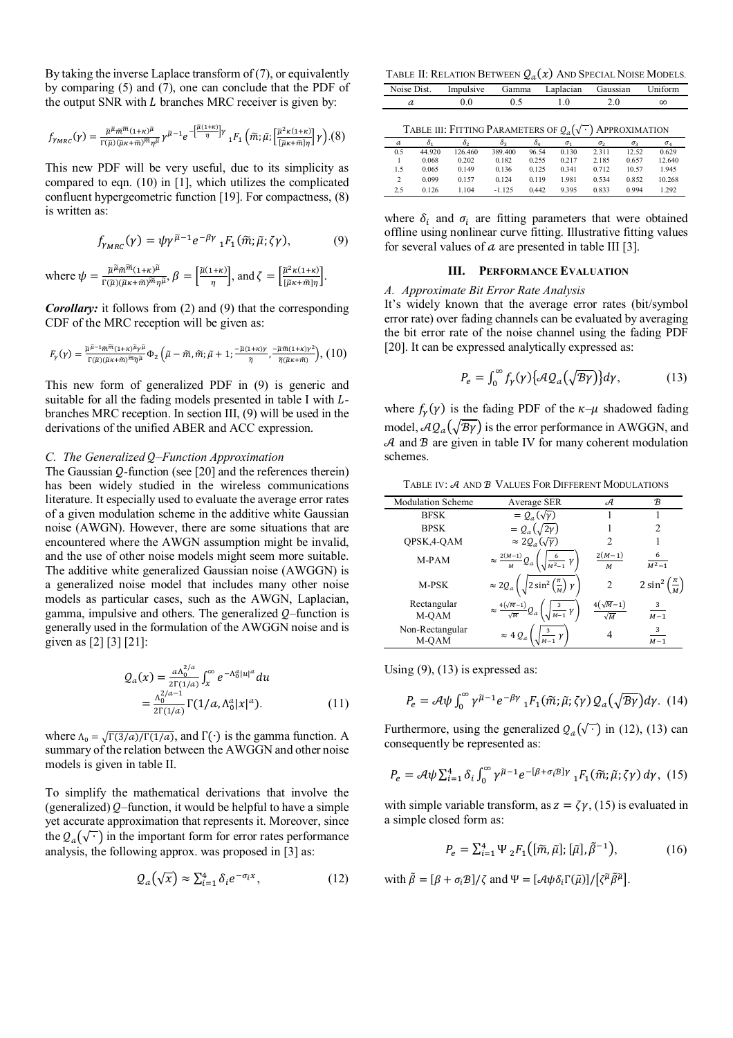By taking the inverse Laplace transform of (7), or equivalently by comparing (5) and (7), one can conclude that the PDF of the output SNR with $L$ branches MRC receiver is given by:

$$f_{\gamma_{MRC}}(\gamma) = \frac{\tilde{\mu}^{\tilde{\mu}}\tilde{m}^{\tilde{m}}(1+\kappa)^{\tilde{\mu}}}{\Gamma(\tilde{\mu})(\tilde{\mu}\kappa+\tilde{m})^{\tilde{m}}\eta^{\tilde{\mu}}}\gamma^{\tilde{\mu}-1}e^{-\left[\frac{\tilde{\mu}(1+\kappa)}{\eta}\right]\gamma}\,{}_1F_1\left(\tilde{m};\tilde{\mu};\left[\frac{\tilde{\mu}^2\kappa(1+\kappa)}{[\tilde{\mu}\kappa+\tilde{m}]\eta}\right]\gamma\right). \quad (8)$$

This new PDF will be very useful, due to its simplicity as compared to eqn. (10) in [1], which utilizes the complicated confluent hypergeometric function [19]. For compactness, (8) is written as:

$$f_{\gamma_{MRC}}(\gamma) = \psi\gamma^{\tilde{\mu}-1}e^{-\beta\gamma}\,{}_1F_1(\tilde{m};\tilde{\mu};\zeta\gamma), \quad (9)$$

where $\psi = \frac{\tilde{\mu}^{\tilde{\mu}}\tilde{m}^{\tilde{m}}(1+\kappa)^{\tilde{\mu}}}{\Gamma(\tilde{\mu})(\tilde{\mu}\kappa+\tilde{m})^{\tilde{m}}\eta^{\tilde{\mu}}}$, $\beta = \left[\frac{\tilde{\mu}(1+\kappa)}{\eta}\right]$, and $\zeta = \left[\frac{\tilde{\mu}^2\kappa(1+\kappa)}{[\tilde{\mu}\kappa+\tilde{m}]\eta}\right]$.

***Corollary:*** it follows from (2) and (9) that the corresponding CDF of the MRC reception will be given as:

$$F_{\gamma}(\gamma) = \frac{\tilde{\mu}^{\tilde{\mu}-1}\tilde{m}^{\tilde{m}}(1+\kappa)^{\tilde{\mu}}\gamma^{\tilde{\mu}}}{\Gamma(\tilde{\mu})(\tilde{\mu}\kappa+\tilde{m})^{\tilde{m}}\eta^{\tilde{\mu}}}\Phi_2\left(\tilde{\mu}-\tilde{m},\tilde{m};\tilde{\mu}+1;\frac{-\tilde{\mu}(1+\kappa)\gamma}{\eta},\frac{-\tilde{\mu}\tilde{m}(1+\kappa)\gamma^2}{\eta(\tilde{\mu}\kappa+\tilde{m})}\right), \quad (10)$$

This new form of generalized PDF in (9) is generic and suitable for all the fading models presented in table I with $L$-branches MRC reception. In section III, (9) will be used in the derivations of the unified ABER and ACC expression.

### C. The Generalized $Q$–Function Approximation

The Gaussian $Q$-function (see [20] and the references therein) has been widely studied in the wireless communications literature. It especially used to evaluate the average error rates of a given modulation scheme in the additive white Gaussian noise (AWGN). However, there are some situations that are encountered where the AWGN assumption might be invalid, and the use of other noise models might seem more suitable. The additive white generalized Gaussian noise (AWGGN) is a generalized noise model that includes many other noise models as particular cases, such as the AWGN, Laplacian, gamma, impulsive and others. The generalized $Q$–function is generally used in the formulation of the AWGGN noise and is given as [2] [3] [21]:

$$\mathcal{Q}_a(x) = \frac{a\Lambda_0^{2/a}}{2\Gamma(1/a)}\int_x^{\infty} e^{-\Lambda_0^a|u|^a}du = \frac{\Lambda_0^{2/a-1}}{2\Gamma(1/a)}\Gamma(1/a,\Lambda_0^a|x|^a). \quad (11)$$

where $\Lambda_0 = \sqrt{\Gamma(3/a)/\Gamma(1/a)}$, and $\Gamma(\cdot)$ is the gamma function. A summary of the relation between the AWGGN and other noise models is given in table II.

To simplify the mathematical derivations that involve the (generalized) $Q$–function, it would be helpful to have a simple yet accurate approximation that represents it. Moreover, since the $\mathcal{Q}_a(\sqrt{\cdot})$ in the important form for error rates performance analysis, the following approx. was proposed in [3] as:

$$\mathcal{Q}_a(\sqrt{x}) \approx \sum_{i=1}^{4}\delta_i e^{-\sigma_i x}, \quad (12)$$

TABLE II: RELATION BETWEEN $\mathcal{Q}_a(x)$ AND SPECIAL NOISE MODELS.

| Noise Dist. | Impulsive | Gamma | Laplacian | Gaussian | Uniform |
|---|---|---|---|---|---|
| $a$ | 0.0 | 0.5 | 1.0 | 2.0 | $\infty$ |

TABLE III: FITTING PARAMETERS OF $\mathcal{Q}_a(\sqrt{\cdot})$ APPROXIMATION

| $a$ | $\delta_1$ | $\delta_2$ | $\delta_3$ | $\delta_4$ | $\sigma_1$ | $\sigma_2$ | $\sigma_3$ | $\sigma_4$ |
|---|---|---|---|---|---|---|---|---|
| 0.5 | 44.920 | 126.460 | 389.400 | 96.54 | 0.130 | 2.311 | 12.52 | 0.629 |
| 1 | 0.068 | 0.202 | 0.182 | 0.255 | 0.217 | 2.185 | 0.657 | 12.640 |
| 1.5 | 0.065 | 0.149 | 0.136 | 0.125 | 0.341 | 0.712 | 10.57 | 1.945 |
| 2 | 0.099 | 0.157 | 0.124 | 0.119 | 1.981 | 0.534 | 0.852 | 10.268 |
| 2.5 | 0.126 | 1.104 | -1.125 | 0.442 | 9.395 | 0.833 | 0.994 | 1.292 |

where $\delta_i$ and $\sigma_i$ are fitting parameters that were obtained offline using nonlinear curve fitting. Illustrative fitting values for several values of $a$ are presented in table III [3].

## III. PERFORMANCE EVALUATION

### A. Approximate Bit Error Rate Analysis

It's widely known that the average error rates (bit/symbol error rate) over fading channels can be evaluated by averaging the bit error rate of the noise channel using the fading PDF [20]. It can be expressed analytically expressed as:

$$P_e = \int_0^{\infty} f_{\gamma}(\gamma)\{\mathcal{A}\mathcal{Q}_a(\sqrt{\mathcal{B}\gamma})\}d\gamma, \quad (13)$$

where $f_{\gamma}(\gamma)$ is the fading PDF of the $\kappa$–$\mu$ shadowed fading model, $\mathcal{A}\mathcal{Q}_a(\sqrt{\mathcal{B}\gamma})$ is the error performance in AWGGN, and $\mathcal{A}$ and $\mathcal{B}$ are given in table IV for many coherent modulation schemes.

TABLE IV: $\mathcal{A}$ AND $\mathcal{B}$ VALUES FOR DIFFERENT MODULATIONS

| Modulation Scheme | Average SER | $\mathcal{A}$ | $\mathcal{B}$ |
|---|---|---|---|
| BFSK | $= \mathcal{Q}_a(\sqrt{\gamma})$ | 1 | 1 |
| BPSK | $= \mathcal{Q}_a(\sqrt{2\gamma})$ | 1 | 2 |
| QPSK,4-QAM | $\approx 2\mathcal{Q}_a(\sqrt{\gamma})$ | 2 | 1 |
| M-PAM | $\approx \frac{2(M-1)}{M}\mathcal{Q}_a\left(\sqrt{\frac{6}{M^2-1}\gamma}\right)$ | $\frac{2(M-1)}{M}$ | $\frac{6}{M^2-1}$ |
| M-PSK | $\approx 2\mathcal{Q}_a\left(\sqrt{2\sin^2\left(\frac{\pi}{M}\right)\gamma}\right)$ | 2 | $2\sin^2\left(\frac{\pi}{M}\right)$ |
| Rectangular M-QAM | $\approx \frac{4(\sqrt{M}-1)}{\sqrt{M}}\mathcal{Q}_a\left(\sqrt{\frac{3}{M-1}\gamma}\right)$ | $\frac{4(\sqrt{M}-1)}{\sqrt{M}}$ | $\frac{3}{M-1}$ |
| Non-Rectangular M-QAM | $\approx 4\mathcal{Q}_a\left(\sqrt{\frac{3}{M-1}\gamma}\right)$ | 4 | $\frac{3}{M-1}$ |

Using (9), (13) is expressed as:

$$P_e = \mathcal{A}\psi\int_0^{\infty}\gamma^{\tilde{\mu}-1}e^{-\beta\gamma}\,{}_1F_1(\tilde{m};\tilde{\mu};\zeta\gamma)\,\mathcal{Q}_a(\sqrt{\mathcal{B}\gamma})d\gamma. \quad (14)$$

Furthermore, using the generalized $\mathcal{Q}_a(\sqrt{\cdot})$ in (12), (13) can consequently be represented as:

$$P_e = \mathcal{A}\psi\sum_{i=1}^{4}\delta_i\int_0^{\infty}\gamma^{\tilde{\mu}-1}e^{-[\beta+\sigma_i\mathcal{B}]\gamma}\,{}_1F_1(\tilde{m};\tilde{\mu};\zeta\gamma)\,d\gamma, \quad (15)$$

with simple variable transform, as $z = \zeta\gamma$, (15) is evaluated in a simple closed form as:

$$P_e = \sum_{i=1}^{4}\Psi\,{}_2F_1\left([\tilde{m},\tilde{\mu}];[\tilde{\mu}],\tilde{\beta}^{-1}\right), \quad (16)$$

with $\tilde{\beta} = [\beta+\sigma_i\mathcal{B}]/\zeta$ and $\Psi = [\mathcal{A}\psi\delta_i\Gamma(\tilde{\mu})]/[\zeta^{\tilde{\mu}}\tilde{\beta}^{\tilde{\mu}}]$.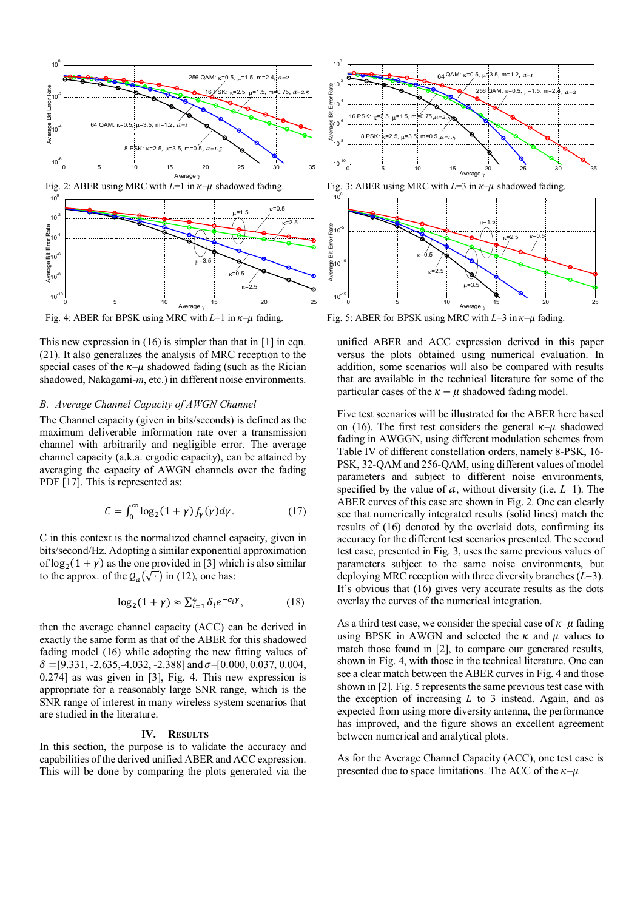Fig. 2: ABER using MRC with $L$=1 in $\kappa$–$\mu$ shadowed fading.

Fig. 3: ABER using MRC with $L$=3 in $\kappa$–$\mu$ shadowed fading.

Fig. 4: ABER for BPSK using MRC with $L$=1 in $\kappa$–$\mu$ fading.

Fig. 5: ABER for BPSK using MRC with $L$=3 in $\kappa$–$\mu$ fading.

This new expression in (16) is simpler than that in [1] in eqn. (21). It also generalizes the analysis of MRC reception to the special cases of the $\kappa$–$\mu$ shadowed fading (such as the Rician shadowed, Nakagami-$m$, etc.) in different noise environments.

### B. Average Channel Capacity of AWGN Channel

The Channel capacity (given in bits/seconds) is defined as the maximum deliverable information rate over a transmission channel with arbitrarily and negligible error. The average channel capacity (a.k.a. ergodic capacity), can be attained by averaging the capacity of AWGN channels over the fading PDF [17]. This is represented as:

$$C = \int_0^{\infty} \log_2(1+\gamma)\, f_{\gamma}(\gamma) d\gamma. \tag{17}$$

C in this context is the normalized channel capacity, given in bits/second/Hz. Adopting a similar exponential approximation of $\log_2(1+\gamma)$ as the one provided in [3] which is also similar to the approx. of the $Q_a(\sqrt{\cdot})$ in (12), one has:

$$\log_2(1+\gamma) \approx \sum_{i=1}^{4} \delta_i e^{-\sigma_i \gamma}, \tag{18}$$

then the average channel capacity (ACC) can be derived in exactly the same form as that of the ABER for this shadowed fading model (16) while adopting the new fitting values of $\delta$ =[9.331, -2.635,-4.032, -2.388] and $\sigma$=[0.000, 0.037, 0.004, 0.274] as was given in [3], Fig. 4. This new expression is appropriate for a reasonably large SNR range, which is the SNR range of interest in many wireless system scenarios that are studied in the literature.

## IV. Results

In this section, the purpose is to validate the accuracy and capabilities of the derived unified ABER and ACC expression. This will be done by comparing the plots generated via the unified ABER and ACC expression derived in this paper versus the plots obtained using numerical evaluation. In addition, some scenarios will also be compared with results that are available in the technical literature for some of the particular cases of the $\kappa-\mu$ shadowed fading model.

Five test scenarios will be illustrated for the ABER here based on (16). The first test considers the general $\kappa$–$\mu$ shadowed fading in AWGGN, using different modulation schemes from Table IV of different constellation orders, namely 8-PSK, 16-PSK, 32-QAM and 256-QAM, using different values of model parameters and subject to different noise environments, specified by the value of $a$, without diversity (i.e. $L$=1). The ABER curves of this case are shown in Fig. 2. One can clearly see that numerically integrated results (solid lines) match the results of (16) denoted by the overlaid dots, confirming its accuracy for the different test scenarios presented. The second test case, presented in Fig. 3, uses the same previous values of parameters subject to the same noise environments, but deploying MRC reception with three diversity branches ($L$=3). It's obvious that (16) gives very accurate results as the dots overlay the curves of the numerical integration.

As a third test case, we consider the special case of $\kappa$–$\mu$ fading using BPSK in AWGN and selected the $\kappa$ and $\mu$ values to match those found in [2], to compare our generated results, shown in Fig. 4, with those in the technical literature. One can see a clear match between the ABER curves in Fig. 4 and those shown in [2]. Fig. 5 represents the same previous test case with the exception of increasing $L$ to 3 instead. Again, and as expected from using more diversity antenna, the performance has improved, and the figure shows an excellent agreement between numerical and analytical plots.

As for the Average Channel Capacity (ACC), one test case is presented due to space limitations. The ACC of the $\kappa$–$\mu$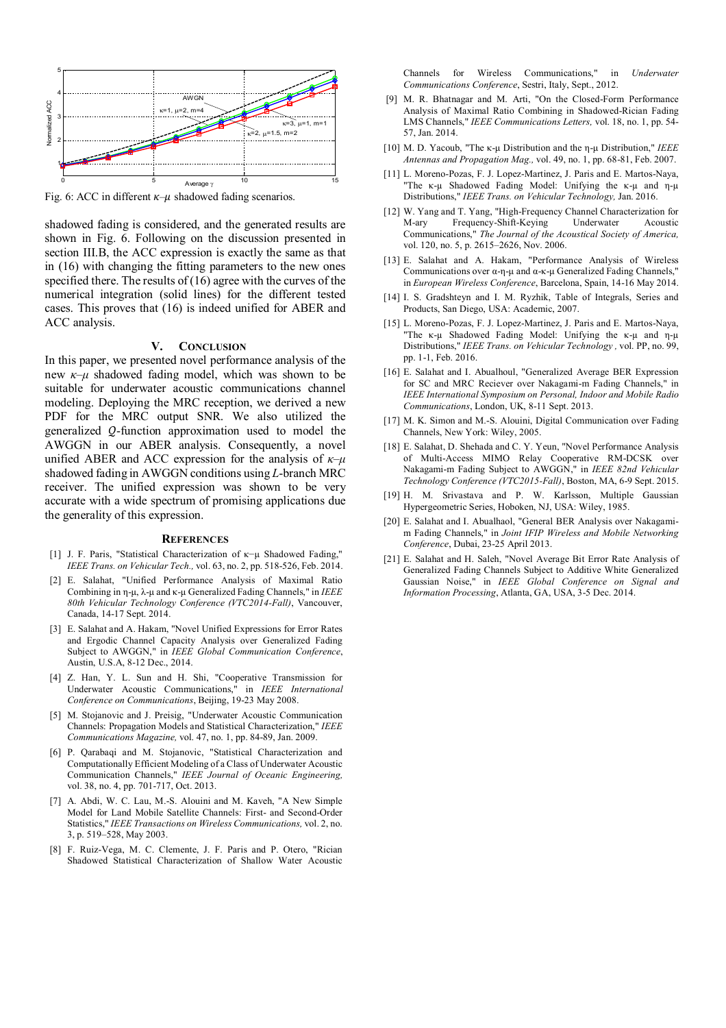5

4

3

2

1

0 5 10 15

Normalized ACC

Average $\gamma$

AWGN

$\kappa$=1, $\mu$=2, m=4

$\kappa$=3, $\mu$=1, m=1

$\kappa$=2, $\mu$=1.5, m=2

Fig. 6: ACC in different $\kappa$–$\mu$ shadowed fading scenarios.

shadowed fading is considered, and the generated results are shown in Fig. 6. Following on the discussion presented in section III.B, the ACC expression is exactly the same as that in (16) with changing the fitting parameters to the new ones specified there. The results of (16) agree with the curves of the numerical integration (solid lines) for the different tested cases. This proves that (16) is indeed unified for ABER and ACC analysis.

## V. Conclusion

In this paper, we presented novel performance analysis of the new $\kappa$–$\mu$ shadowed fading model, which was shown to be suitable for underwater acoustic communications channel modeling. Deploying the MRC reception, we derived a new PDF for the MRC output SNR. We also utilized the generalized $Q$-function approximation used to model the AWGGN in our ABER analysis. Consequently, a novel unified ABER and ACC expression for the analysis of $\kappa$–$\mu$ shadowed fading in AWGGN conditions using $L$-branch MRC receiver. The unified expression was shown to be very accurate with a wide spectrum of promising applications due the generality of this expression.

## References

[1] J. F. Paris, "Statistical Characterization of κ–μ Shadowed Fading," *IEEE Trans. on Vehicular Tech.,* vol. 63, no. 2, pp. 518-526, Feb. 2014.

[2] E. Salahat, "Unified Performance Analysis of Maximal Ratio Combining in η-μ, λ-μ and κ-μ Generalized Fading Channels," in *IEEE 80th Vehicular Technology Conference (VTC2014-Fall)*, Vancouver, Canada, 14-17 Sept. 2014.

[3] E. Salahat and A. Hakam, "Novel Unified Expressions for Error Rates and Ergodic Channel Capacity Analysis over Generalized Fading Subject to AWGGN," in *IEEE Global Communication Conference*, Austin, U.S.A, 8-12 Dec., 2014.

[4] Z. Han, Y. L. Sun and H. Shi, "Cooperative Transmission for Underwater Acoustic Communications," in *IEEE International Conference on Communications*, Beijing, 19-23 May 2008.

[5] M. Stojanovic and J. Preisig, "Underwater Acoustic Communication Channels: Propagation Models and Statistical Characterization," *IEEE Communications Magazine,* vol. 47, no. 1, pp. 84-89, Jan. 2009.

[6] P. Qarabaqi and M. Stojanovic, "Statistical Characterization and Computationally Efficient Modeling of a Class of Underwater Acoustic Communication Channels," *IEEE Journal of Oceanic Engineering,* vol. 38, no. 4, pp. 701-717, Oct. 2013.

[7] A. Abdi, W. C. Lau, M.-S. Alouini and M. Kaveh, "A New Simple Model for Land Mobile Satellite Channels: First- and Second-Order Statistics," *IEEE Transactions on Wireless Communications,* vol. 2, no. 3, p. 519–528, May 2003.

[8] F. Ruiz-Vega, M. C. Clemente, J. F. Paris and P. Otero, "Rician Shadowed Statistical Characterization of Shallow Water Acoustic Channels for Wireless Communications," in *Underwater Communications Conference*, Sestri, Italy, Sept., 2012.

[9] M. R. Bhatnagar and M. Arti, "On the Closed-Form Performance Analysis of Maximal Ratio Combining in Shadowed-Rician Fading LMS Channels," *IEEE Communications Letters,* vol. 18, no. 1, pp. 54-57, Jan. 2014.

[10] M. D. Yacoub, "The κ-μ Distribution and the η-μ Distribution," *IEEE Antennas and Propagation Mag.,* vol. 49, no. 1, pp. 68-81, Feb. 2007.

[11] L. Moreno-Pozas, F. J. Lopez-Martinez, J. Paris and E. Martos-Naya, "The κ-μ Shadowed Fading Model: Unifying the κ-μ and η-μ Distributions," *IEEE Trans. on Vehicular Technology,* Jan. 2016.

[12] W. Yang and T. Yang, "High-Frequency Channel Characterization for M-ary Frequency-Shift-Keying Underwater Acoustic Communications," *The Journal of the Acoustical Society of America,* vol. 120, no. 5, p. 2615–2626, Nov. 2006.

[13] E. Salahat and A. Hakam, "Performance Analysis of Wireless Communications over α-η-μ and α-κ-μ Generalized Fading Channels," in *European Wireless Conference*, Barcelona, Spain, 14-16 May 2014.

[14] I. S. Gradshteyn and I. M. Ryzhik, Table of Integrals, Series and Products, San Diego, USA: Academic, 2007.

[15] L. Moreno-Pozas, F. J. Lopez-Martinez, J. Paris and E. Martos-Naya, "The κ-μ Shadowed Fading Model: Unifying the κ-μ and η-μ Distributions," *IEEE Trans. on Vehicular Technology ,* vol. PP, no. 99, pp. 1-1, Feb. 2016.

[16] E. Salahat and I. Abualhoul, "Generalized Average BER Expression for SC and MRC Reciever over Nakagami-m Fading Channels," in *IEEE International Symposium on Personal, Indoor and Mobile Radio Communications*, London, UK, 8-11 Sept. 2013.

[17] M. K. Simon and M.-S. Alouini, Digital Communication over Fading Channels, New York: Wiley, 2005.

[18] E. Salahat, D. Shehada and C. Y. Yeun, "Novel Performance Analysis of Multi-Access MIMO Relay Cooperative RM-DCSK over Nakagami-m Fading Subject to AWGGN," in *IEEE 82nd Vehicular Technology Conference (VTC2015-Fall)*, Boston, MA, 6-9 Sept. 2015.

[19] H. M. Srivastava and P. W. Karlsson, Multiple Gaussian Hypergeometric Series, Hoboken, NJ, USA: Wiley, 1985.

[20] E. Salahat and I. Abualhaol, "General BER Analysis over Nakagami-m Fading Channels," in *Joint IFIP Wireless and Mobile Networking Conference*, Dubai, 23-25 April 2013.

[21] E. Salahat and H. Saleh, "Novel Average Bit Error Rate Analysis of Generalized Fading Channels Subject to Additive White Generalized Gaussian Noise," in *IEEE Global Conference on Signal and Information Processing*, Atlanta, GA, USA, 3-5 Dec. 2014.